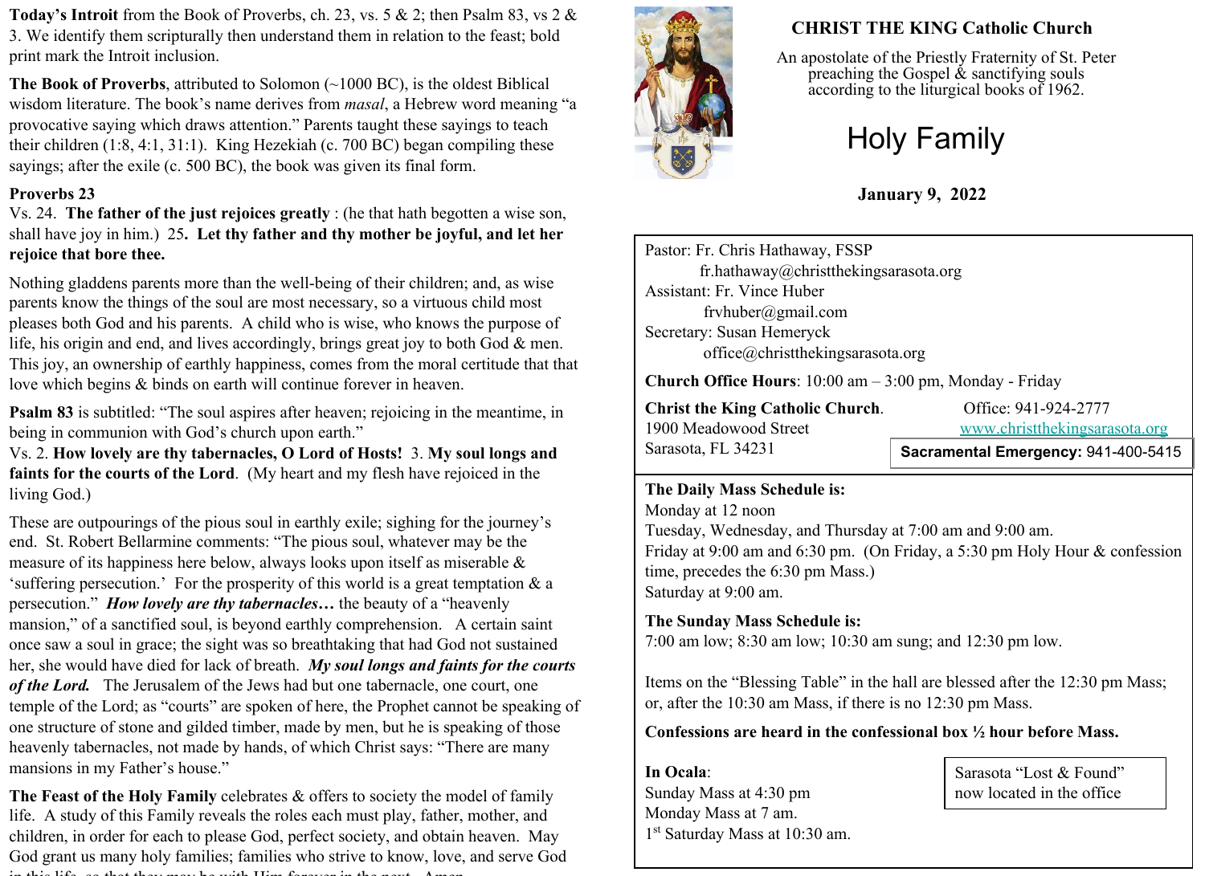# CHRIST THE KING Catholic Church

An apostolate of the Priestly Fraternity of St. Peter preaching the Gospel & sanctifying souls according to the liturgical books of 1962.

# Holy Family

**January 9, 2022**

Pastor: Fr. Chris Hathaway, FSSP
fr.hathaway@christthekingsarasota.org
Assistant: Fr. Vince Huber
frvhuber@gmail.com
Secretary: Susan Hemeryck
office@christthekingsarasota.org

**Church Office Hours**: 10:00 am – 3:00 pm, Monday - Friday

**Christ the King Catholic Church**.
1900 Meadowood Street
Sarasota, FL 34231

Office: 941-924-2777
www.christthekingsarasota.org

**Sacramental Emergency:** 941-400-5415

**The Daily Mass Schedule is:**
Monday at 12 noon
Tuesday, Wednesday, and Thursday at 7:00 am and 9:00 am.
Friday at 9:00 am and 6:30 pm. (On Friday, a 5:30 pm Holy Hour & confession time, precedes the 6:30 pm Mass.)
Saturday at 9:00 am.

**The Sunday Mass Schedule is:**
7:00 am low; 8:30 am low; 10:30 am sung; and 12:30 pm low.

Items on the "Blessing Table" in the hall are blessed after the 12:30 pm Mass; or, after the 10:30 am Mass, if there is no 12:30 pm Mass.

**Confessions are heard in the confessional box ½ hour before Mass.**

**In Ocala**:
Sunday Mass at 4:30 pm
Monday Mass at 7 am.
1st Saturday Mass at 10:30 am.

Sarasota "Lost & Found" now located in the office

**Today's Introit** from the Book of Proverbs, ch. 23, vs. 5 & 2; then Psalm 83, vs 2 & 3. We identify them scripturally then understand them in relation to the feast; bold print mark the Introit inclusion.

**The Book of Proverbs**, attributed to Solomon (~1000 BC), is the oldest Biblical wisdom literature. The book's name derives from *masal*, a Hebrew word meaning "a provocative saying which draws attention." Parents taught these sayings to teach their children (1:8, 4:1, 31:1). King Hezekiah (c. 700 BC) began compiling these sayings; after the exile (c. 500 BC), the book was given its final form.

**Proverbs 23**
Vs. 24. **The father of the just rejoices greatly** : (he that hath begotten a wise son, shall have joy in him.) 25**. Let thy father and thy mother be joyful, and let her rejoice that bore thee.**

Nothing gladdens parents more than the well-being of their children; and, as wise parents know the things of the soul are most necessary, so a virtuous child most pleases both God and his parents. A child who is wise, who knows the purpose of life, his origin and end, and lives accordingly, brings great joy to both God & men. This joy, an ownership of earthly happiness, comes from the moral certitude that that love which begins & binds on earth will continue forever in heaven.

**Psalm 83** is subtitled: "The soul aspires after heaven; rejoicing in the meantime, in being in communion with God's church upon earth."
Vs. 2. **How lovely are thy tabernacles, O Lord of Hosts!** 3. **My soul longs and faints for the courts of the Lord**. (My heart and my flesh have rejoiced in the living God.)

These are outpourings of the pious soul in earthly exile; sighing for the journey's end. St. Robert Bellarmine comments: "The pious soul, whatever may be the measure of its happiness here below, always looks upon itself as miserable & 'suffering persecution.' For the prosperity of this world is a great temptation & a persecution." ***How lovely are thy tabernacles…*** the beauty of a "heavenly mansion," of a sanctified soul, is beyond earthly comprehension. A certain saint once saw a soul in grace; the sight was so breathtaking that had God not sustained her, she would have died for lack of breath. ***My soul longs and faints for the courts of the Lord.*** The Jerusalem of the Jews had but one tabernacle, one court, one temple of the Lord; as "courts" are spoken of here, the Prophet cannot be speaking of one structure of stone and gilded timber, made by men, but he is speaking of those heavenly tabernacles, not made by hands, of which Christ says: "There are many mansions in my Father's house."

**The Feast of the Holy Family** celebrates & offers to society the model of family life. A study of this Family reveals the roles each must play, father, mother, and children, in order for each to please God, perfect society, and obtain heaven. May God grant us many holy families; families who strive to know, love, and serve God in this life, so that they may be with Him forever in the next. Amen.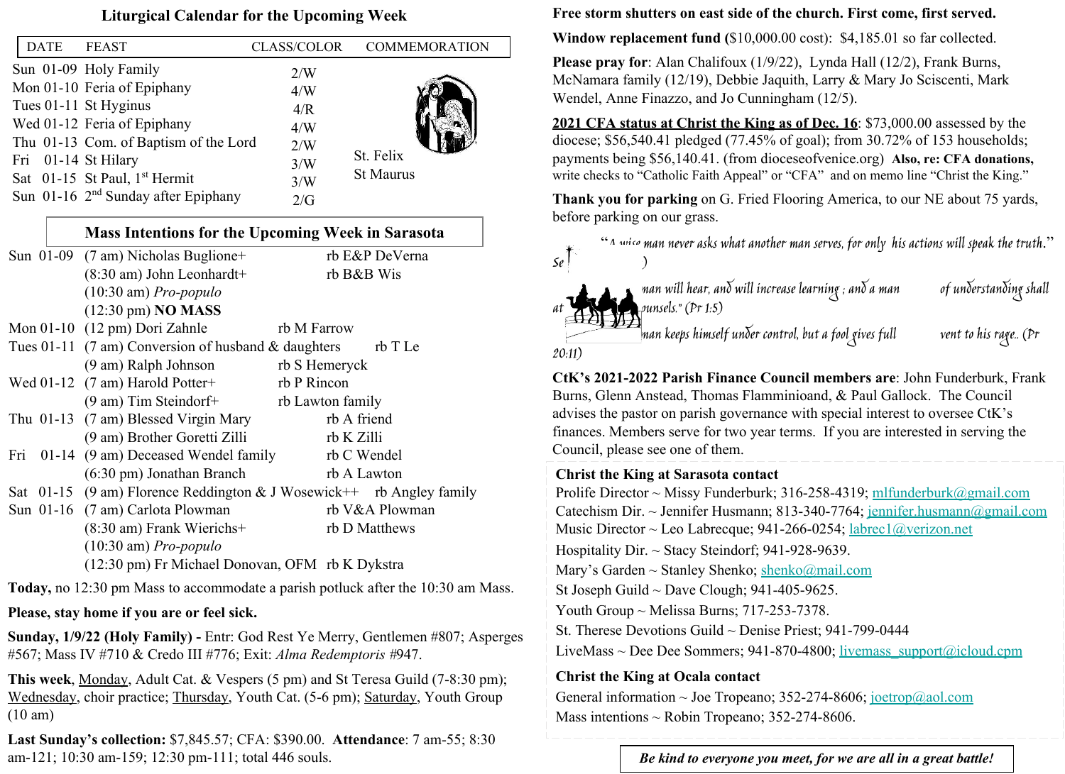## Liturgical Calendar for the Upcoming Week

| DATE | FEAST | CLASS/COLOR | COMMEMORATION |
|---|---|---|---|
| Sun 01-09 | Holy Family | 2/W | |
| Mon 01-10 | Feria of Epiphany | 4/W | |
| Tues 01-11 | St Hyginus | 4/R | |
| Wed 01-12 | Feria of Epiphany | 4/W | |
| Thu 01-13 | Com. of Baptism of the Lord | 2/W | |
| Fri 01-14 | St Hilary | 3/W | St. Felix |
| Sat 01-15 | St Paul, 1st Hermit | 3/W | St Maurus |
| Sun 01-16 | 2nd Sunday after Epiphany | 2/G | |

## Mass Intentions for the Upcoming Week in Sarasota

| | | |
|---|---|---|
| Sun 01-09 | (7 am) Nicholas Buglione+ | rb E&P DeVerna |
| | (8:30 am) John Leonhardt+ | rb B&B Wis |
| | (10:30 am) *Pro-populo* | |
| | (12:30 pm) **NO MASS** | |
| Mon 01-10 | (12 pm) Dori Zahnle | rb M Farrow |
| Tues 01-11 | (7 am) Conversion of husband & daughters | rb T Le |
| | (9 am) Ralph Johnson | rb S Hemeryck |
| Wed 01-12 | (7 am) Harold Potter+ | rb P Rincon |
| | (9 am) Tim Steindorf+ | rb Lawton family |
| Thu 01-13 | (7 am) Blessed Virgin Mary | rb A friend |
| | (9 am) Brother Goretti Zilli | rb K Zilli |
| Fri 01-14 | (9 am) Deceased Wendel family | rb C Wendel |
| | (6:30 pm) Jonathan Branch | rb A Lawton |
| Sat 01-15 | (9 am) Florence Reddington & J Wosewick++ | rb Angley family |
| Sun 01-16 | (7 am) Carlota Plowman | rb V&A Plowman |
| | (8:30 am) Frank Wierichs+ | rb D Matthews |
| | (10:30 am) *Pro-populo* | |
| | (12:30 pm) Fr Michael Donovan, OFM | rb K Dykstra |

**Today,** no 12:30 pm Mass to accommodate a parish potluck after the 10:30 am Mass.

**Please, stay home if you are or feel sick.**

**Sunday, 1/9/22 (Holy Family) -** Entr: God Rest Ye Merry, Gentlemen #807; Asperges #567; Mass IV #710 & Credo III #776; Exit: *Alma Redemptoris* #947.

**This week**, Monday, Adult Cat. & Vespers (5 pm) and St Teresa Guild (7-8:30 pm); Wednesday, choir practice; Thursday, Youth Cat. (5-6 pm); Saturday, Youth Group (10 am)

**Last Sunday's collection:** $7,845.57; CFA: $390.00. **Attendance**: 7 am-55; 8:30 am-121; 10:30 am-159; 12:30 pm-111; total 446 souls.

**Free storm shutters on east side of the church. First come, first served.**

**Window replacement fund** ($10,000.00 cost): $4,185.01 so far collected.

**Please pray for**: Alan Chalifoux (1/9/22), Lynda Hall (12/2), Frank Burns, McNamara family (12/19), Debbie Jaquith, Larry & Mary Jo Sciscenti, Mark Wendel, Anne Finazzo, and Jo Cunningham (12/5).

**2021 CFA status at Christ the King as of Dec. 16**: $73,000.00 assessed by the diocese; $56,540.41 pledged (77.45% of goal); from 30.72% of 153 households; payments being $56,140.41. (from dioceseofvenice.org) **Also, re: CFA donations,** write checks to "Catholic Faith Appeal" or "CFA" and on memo line "Christ the King."

**Thank you for parking** on G. Fried Flooring America, to our NE about 75 yards, before parking on our grass.

*"A wise man never asks what another man serves, for only his actions will speak the truth." Se... )*

*...man will hear, and will increase learning ; and a man of understanding shall at... ounsels." (Pr 1:5)*

*...man keeps himself under control, but a fool gives full vent to his rage.. (Pr 20:11)*

**CtK's 2021-2022 Parish Finance Council members are**: John Funderburk, Frank Burns, Glenn Anstead, Thomas Flamminioand, & Paul Gallock. The Council advises the pastor on parish governance with special interest to oversee CtK's finances. Members serve for two year terms. If you are interested in serving the Council, please see one of them.

**Christ the King at Sarasota contact**

Prolife Director ~ Missy Funderburk; 316-258-4319; mlfunderburk@gmail.com
Catechism Dir. ~ Jennifer Husmann; 813-340-7764; jennifer.husmann@gmail.com
Music Director ~ Leo Labrecque; 941-266-0254; labrec1@verizon.net
Hospitality Dir. ~ Stacy Steindorf; 941-928-9639.
Mary's Garden ~ Stanley Shenko; shenko@mail.com
St Joseph Guild ~ Dave Clough; 941-405-9625.
Youth Group ~ Melissa Burns; 717-253-7378.
St. Therese Devotions Guild ~ Denise Priest; 941-799-0444
LiveMass ~ Dee Dee Sommers; 941-870-4800; livemass_support@icloud.cpm

**Christ the King at Ocala contact**

General information ~ Joe Tropeano; 352-274-8606; joetrop@aol.com
Mass intentions ~ Robin Tropeano; 352-274-8606.

***Be kind to everyone you meet, for we are all in a great battle!***